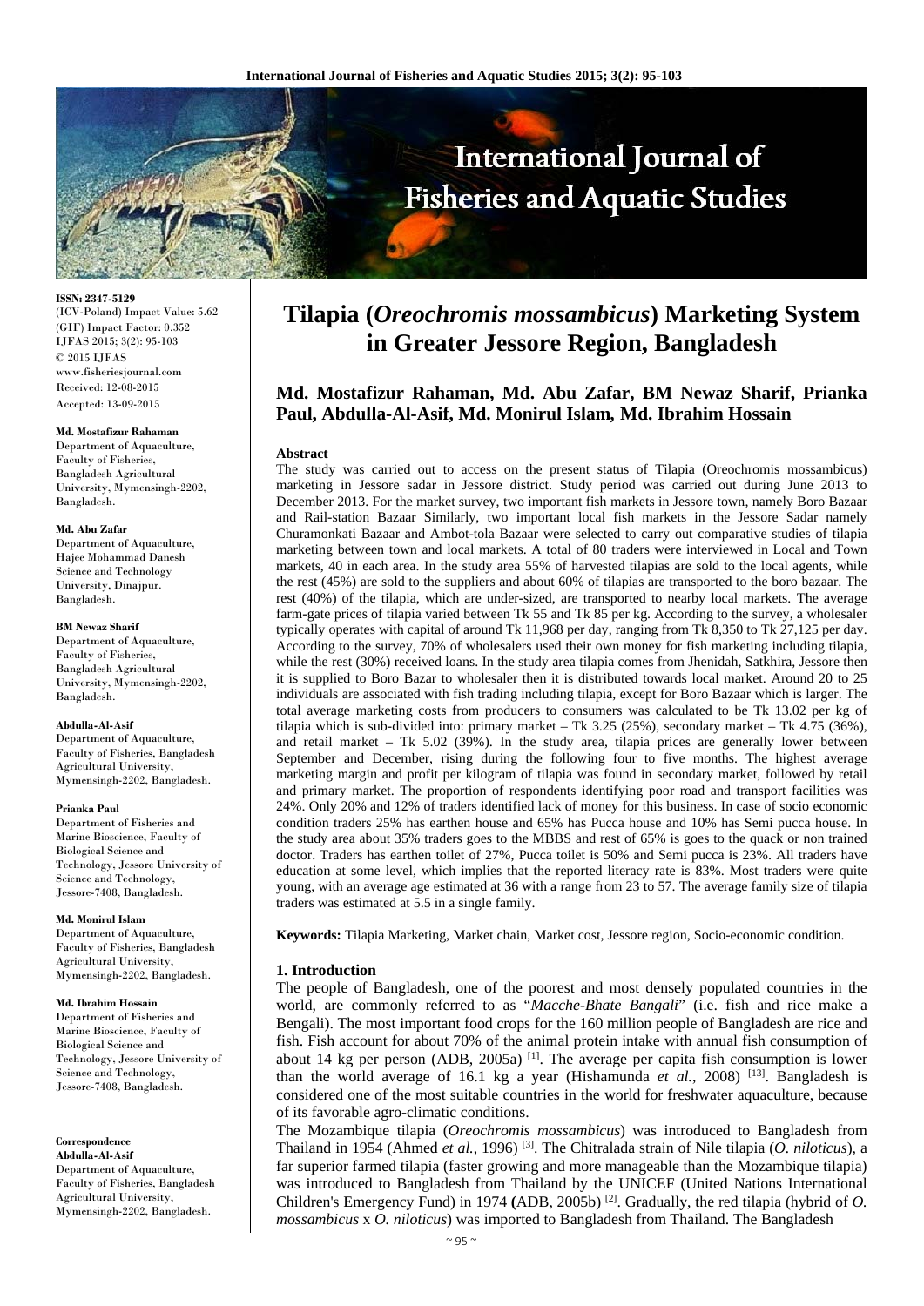# Tilapia (*Oreochromis mossambicus*) Marketing System in Greater Jessore Region, Bangladesh

**Md. Mostafizur Rahaman, Md. Abu Zafar, BM Newaz Sharif, Prianka Paul, Abdulla-Al-Asif, Md. Monirul Islam, Md. Ibrahim Hossain**

**ISSN: 2347-5129**
(ICV-Poland) Impact Value: 5.62
(GIF) Impact Factor: 0.352
IJFAS 2015; 3(2): 95-103
© 2015 IJFAS
www.fisheriesjournal.com
Received: 12-08-2015
Accepted: 13-09-2015

**Md. Mostafizur Rahaman**
Department of Aquaculture, Faculty of Fisheries, Bangladesh Agricultural University, Mymensingh-2202, Bangladesh.

**Md. Abu Zafar**
Department of Aquaculture, Hajee Mohammad Danesh Science and Technology University, Dinajpur. Bangladesh.

**BM Newaz Sharif**
Department of Aquaculture, Faculty of Fisheries, Bangladesh Agricultural University, Mymensingh-2202, Bangladesh.

**Abdulla-Al-Asif**
Department of Aquaculture, Faculty of Fisheries, Bangladesh Agricultural University, Mymensingh-2202, Bangladesh.

**Prianka Paul**
Department of Fisheries and Marine Bioscience, Faculty of Biological Science and Technology, Jessore University of Science and Technology, Jessore-7408, Bangladesh.

**Md. Monirul Islam**
Department of Aquaculture, Faculty of Fisheries, Bangladesh Agricultural University, Mymensingh-2202, Bangladesh.

**Md. Ibrahim Hossain**
Department of Fisheries and Marine Bioscience, Faculty of Biological Science and Technology, Jessore University of Science and Technology, Jessore-7408, Bangladesh.

**Correspondence**
**Abdulla-Al-Asif**
Department of Aquaculture, Faculty of Fisheries, Bangladesh Agricultural University, Mymensingh-2202, Bangladesh.

### Abstract

The study was carried out to access on the present status of Tilapia (Oreochromis mossambicus) marketing in Jessore sadar in Jessore district. Study period was carried out during June 2013 to December 2013. For the market survey, two important fish markets in Jessore town, namely Boro Bazaar and Rail-station Bazaar Similarly, two important local fish markets in the Jessore Sadar namely Churamonkati Bazaar and Ambot-tola Bazaar were selected to carry out comparative studies of tilapia marketing between town and local markets. A total of 80 traders were interviewed in Local and Town markets, 40 in each area. In the study area 55% of harvested tilapias are sold to the local agents, while the rest (45%) are sold to the suppliers and about 60% of tilapias are transported to the boro bazaar. The rest (40%) of the tilapia, which are under-sized, are transported to nearby local markets. The average farm-gate prices of tilapia varied between Tk 55 and Tk 85 per kg. According to the survey, a wholesaler typically operates with capital of around Tk 11,968 per day, ranging from Tk 8,350 to Tk 27,125 per day. According to the survey, 70% of wholesalers used their own money for fish marketing including tilapia, while the rest (30%) received loans. In the study area tilapia comes from Jhenidah, Satkhira, Jessore then it is supplied to Boro Bazar to wholesaler then it is distributed towards local market. Around 20 to 25 individuals are associated with fish trading including tilapia, except for Boro Bazaar which is larger. The total average marketing costs from producers to consumers was calculated to be Tk 13.02 per kg of tilapia which is sub-divided into: primary market – Tk 3.25 (25%), secondary market – Tk 4.75 (36%), and retail market – Tk 5.02 (39%). In the study area, tilapia prices are generally lower between September and December, rising during the following four to five months. The highest average marketing margin and profit per kilogram of tilapia was found in secondary market, followed by retail and primary market. The proportion of respondents identifying poor road and transport facilities was 24%. Only 20% and 12% of traders identified lack of money for this business. In case of socio economic condition traders 25% has earthen house and 65% has Pucca house and 10% has Semi pucca house. In the study area about 35% traders goes to the MBBS and rest of 65% is goes to the quack or non trained doctor. Traders has earthen toilet of 27%, Pucca toilet is 50% and Semi pucca is 23%. All traders have education at some level, which implies that the reported literacy rate is 83%. Most traders were quite young, with an average age estimated at 36 with a range from 23 to 57. The average family size of tilapia traders was estimated at 5.5 in a single family.

**Keywords:** Tilapia Marketing, Market chain, Market cost, Jessore region, Socio-economic condition.

## 1. Introduction

The people of Bangladesh, one of the poorest and most densely populated countries in the world, are commonly referred to as "*Macche-Bhate Bangali*" (i.e. fish and rice make a Bengali). The most important food crops for the 160 million people of Bangladesh are rice and fish. Fish account for about 70% of the animal protein intake with annual fish consumption of about 14 kg per person (ADB, 2005a) [1]. The average per capita fish consumption is lower than the world average of 16.1 kg a year (Hishamunda *et al.*, 2008) [13]. Bangladesh is considered one of the most suitable countries in the world for freshwater aquaculture, because of its favorable agro-climatic conditions.

The Mozambique tilapia (*Oreochromis mossambicus*) was introduced to Bangladesh from Thailand in 1954 (Ahmed *et al.*, 1996) [3]. The Chitralada strain of Nile tilapia (*O. niloticus*), a far superior farmed tilapia (faster growing and more manageable than the Mozambique tilapia) was introduced to Bangladesh from Thailand by the UNICEF (United Nations International Children's Emergency Fund) in 1974 (ADB, 2005b) [2]. Gradually, the red tilapia (hybrid of *O. mossambicus* x *O. niloticus*) was imported to Bangladesh from Thailand. The Bangladesh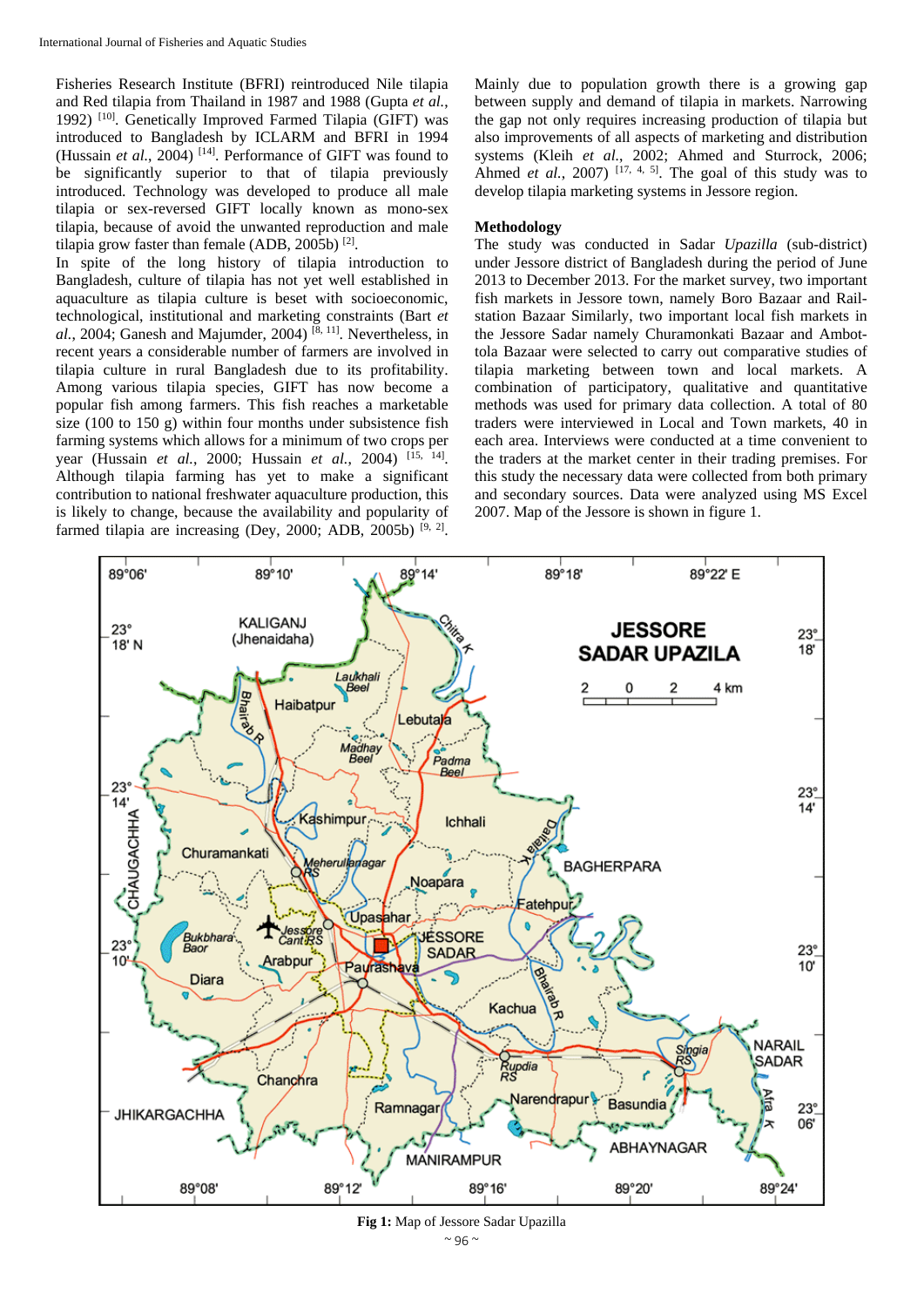Fisheries Research Institute (BFRI) reintroduced Nile tilapia and Red tilapia from Thailand in 1987 and 1988 (Gupta *et al.*, 1992) [10]. Genetically Improved Farmed Tilapia (GIFT) was introduced to Bangladesh by ICLARM and BFRI in 1994 (Hussain *et al.*, 2004) [14]. Performance of GIFT was found to be significantly superior to that of tilapia previously introduced. Technology was developed to produce all male tilapia or sex-reversed GIFT locally known as mono-sex tilapia, because of avoid the unwanted reproduction and male tilapia grow faster than female (ADB, 2005b) [2].

In spite of the long history of tilapia introduction to Bangladesh, culture of tilapia has not yet well established in aquaculture as tilapia culture is beset with socioeconomic, technological, institutional and marketing constraints (Bart *et al.*, 2004; Ganesh and Majumder, 2004) [8, 11]. Nevertheless, in recent years a considerable number of farmers are involved in tilapia culture in rural Bangladesh due to its profitability. Among various tilapia species, GIFT has now become a popular fish among farmers. This fish reaches a marketable size (100 to 150 g) within four months under subsistence fish farming systems which allows for a minimum of two crops per year (Hussain *et al.*, 2000; Hussain *et al.*, 2004) [15, 14]. Although tilapia farming has yet to make a significant contribution to national freshwater aquaculture production, this is likely to change, because the availability and popularity of farmed tilapia are increasing (Dey, 2000; ADB, 2005b) [9, 2].

Mainly due to population growth there is a growing gap between supply and demand of tilapia in markets. Narrowing the gap not only requires increasing production of tilapia but also improvements of all aspects of marketing and distribution systems (Kleih *et al.*, 2002; Ahmed and Sturrock, 2006; Ahmed *et al.*, 2007) [17, 4, 5]. The goal of this study was to develop tilapia marketing systems in Jessore region.

## Methodology

The study was conducted in Sadar *Upazilla* (sub-district) under Jessore district of Bangladesh during the period of June 2013 to December 2013. For the market survey, two important fish markets in Jessore town, namely Boro Bazaar and Rail-station Bazaar Similarly, two important local fish markets in the Jessore Sadar namely Churamonkati Bazaar and Ambot-tola Bazaar were selected to carry out comparative studies of tilapia marketing between town and local markets. A combination of participatory, qualitative and quantitative methods was used for primary data collection. A total of 80 traders were interviewed in Local and Town markets, 40 in each area. Interviews were conducted at a time convenient to the traders at the market center in their trading premises. For this study the necessary data were collected from both primary and secondary sources. Data were analyzed using MS Excel 2007. Map of the Jessore is shown in figure 1.

**Fig 1:** Map of Jessore Sadar Upazilla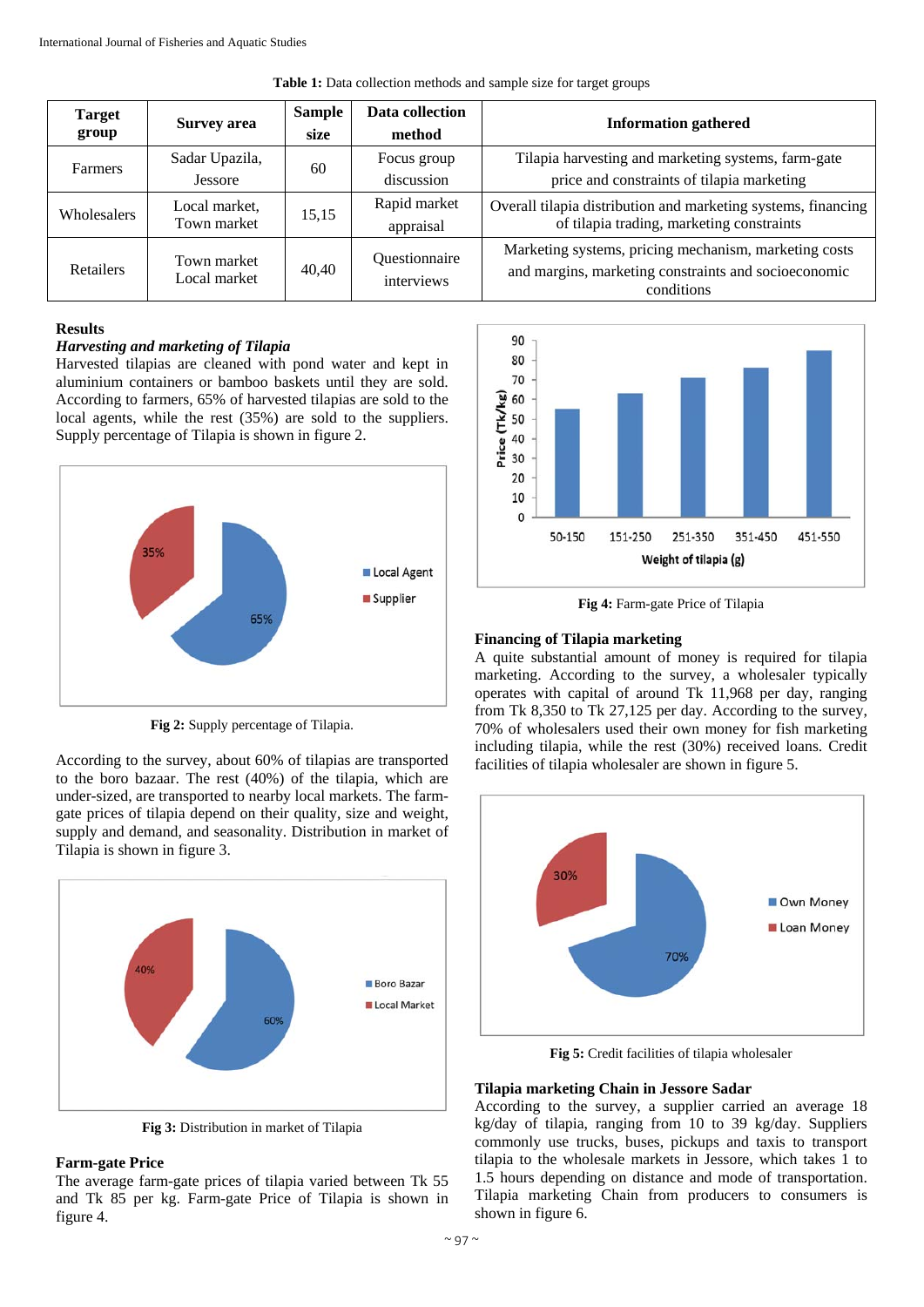Table 1: Data collection methods and sample size for target groups

| Target group | Survey area | Sample size | Data collection method | Information gathered |
|---|---|---|---|---|
| Farmers | Sadar Upazila, Jessore | 60 | Focus group discussion | Tilapia harvesting and marketing systems, farm-gate price and constraints of tilapia marketing |
| Wholesalers | Local market, Town market | 15,15 | Rapid market appraisal | Overall tilapia distribution and marketing systems, financing of tilapia trading, marketing constraints |
| Retailers | Town market Local market | 40,40 | Questionnaire interviews | Marketing systems, pricing mechanism, marketing costs and margins, marketing constraints and socioeconomic conditions |

## Results

### *Harvesting and marketing of Tilapia*

Harvested tilapias are cleaned with pond water and kept in aluminium containers or bamboo baskets until they are sold. According to farmers, 65% of harvested tilapias are sold to the local agents, while the rest (35%) are sold to the suppliers. Supply percentage of Tilapia is shown in figure 2.

35%
65%
Local Agent
Supplier

**Fig 2:** Supply percentage of Tilapia.

According to the survey, about 60% of tilapias are transported to the boro bazaar. The rest (40%) of the tilapia, which are under-sized, are transported to nearby local markets. The farm-gate prices of tilapia depend on their quality, size and weight, supply and demand, and seasonality. Distribution in market of Tilapia is shown in figure 3.

40%
60%
Boro Bazar
Local Market

**Fig 3:** Distribution in market of Tilapia

### Farm-gate Price

The average farm-gate prices of tilapia varied between Tk 55 and Tk 85 per kg. Farm-gate Price of Tilapia is shown in figure 4.

Price (Tk/kg)
0 10 20 30 40 50 60 70 80 90
50-150 151-250 251-350 351-450 451-550
Weight of tilapia (g)

**Fig 4:** Farm-gate Price of Tilapia

### Financing of Tilapia marketing

A quite substantial amount of money is required for tilapia marketing. According to the survey, a wholesaler typically operates with capital of around Tk 11,968 per day, ranging from Tk 8,350 to Tk 27,125 per day. According to the survey, 70% of wholesalers used their own money for fish marketing including tilapia, while the rest (30%) received loans. Credit facilities of tilapia wholesaler are shown in figure 5.

30%
70%
Own Money
Loan Money

**Fig 5:** Credit facilities of tilapia wholesaler

### Tilapia marketing Chain in Jessore Sadar

According to the survey, a supplier carried an average 18 kg/day of tilapia, ranging from 10 to 39 kg/day. Suppliers commonly use trucks, buses, pickups and taxis to transport tilapia to the wholesale markets in Jessore, which takes 1 to 1.5 hours depending on distance and mode of transportation. Tilapia marketing Chain from producers to consumers is shown in figure 6.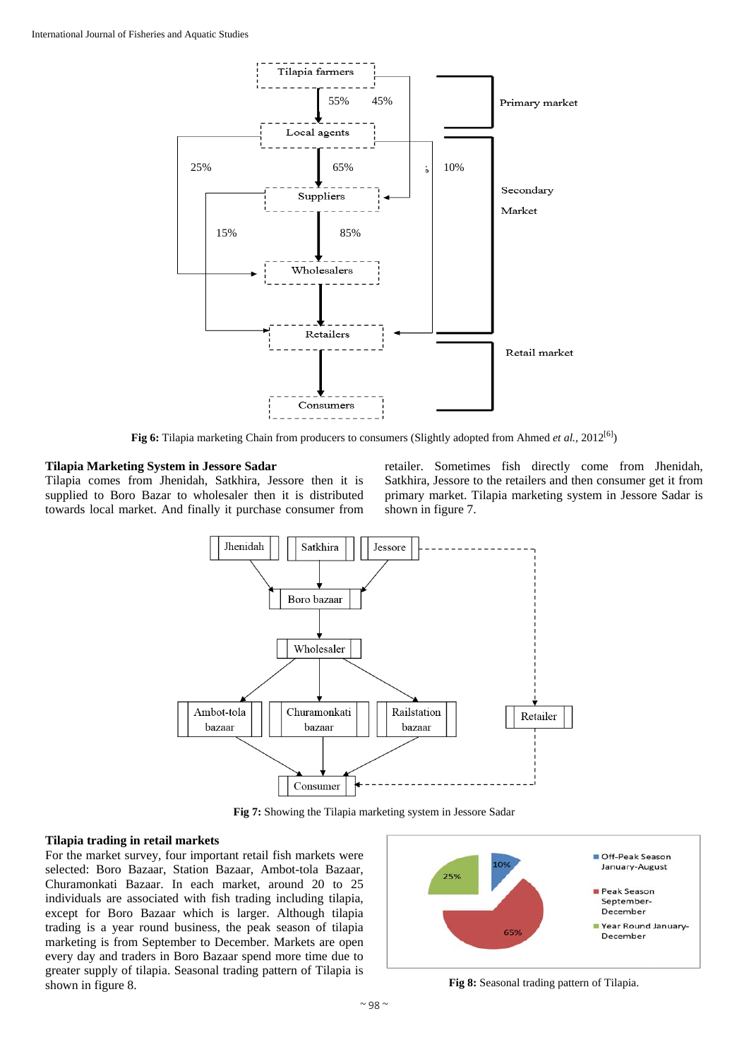Tilapia farmers

55%

45%

Local agents

25%

65%

10%

Suppliers

15%

85%

Wholesalers

Retailers

Consumers

Primary market

Secondary Market

Retail market

**Fig 6:** Tilapia marketing Chain from producers to consumers (Slightly adopted from Ahmed *et al.*, 2012[6])

### Tilapia Marketing System in Jessore Sadar

Tilapia comes from Jhenidah, Satkhira, Jessore then it is supplied to Boro Bazar to wholesaler then it is distributed towards local market. And finally it purchase consumer from retailer. Sometimes fish directly come from Jhenidah, Satkhira, Jessore to the retailers and then consumer get it from primary market. Tilapia marketing system in Jessore Sadar is shown in figure 7.

Jhenidah

Satkhira

Jessore

Boro bazaar

Wholesaler

Ambot-tola bazaar

Churamonkati bazaar

Railstation bazaar

Retailer

Consumer

**Fig 7:** Showing the Tilapia marketing system in Jessore Sadar

### Tilapia trading in retail markets

For the market survey, four important retail fish markets were selected: Boro Bazaar, Station Bazaar, Ambot-tola Bazaar, Churamonkati Bazaar. In each market, around 20 to 25 individuals are associated with fish trading including tilapia, except for Boro Bazaar which is larger. Although tilapia trading is a year round business, the peak season of tilapia marketing is from September to December. Markets are open every day and traders in Boro Bazaar spend more time due to greater supply of tilapia. Seasonal trading pattern of Tilapia is shown in figure 8.

10%

25%

65%

Off-Peak Season January-August

Peak Season September-December

Year Round January-December

**Fig 8:** Seasonal trading pattern of Tilapia.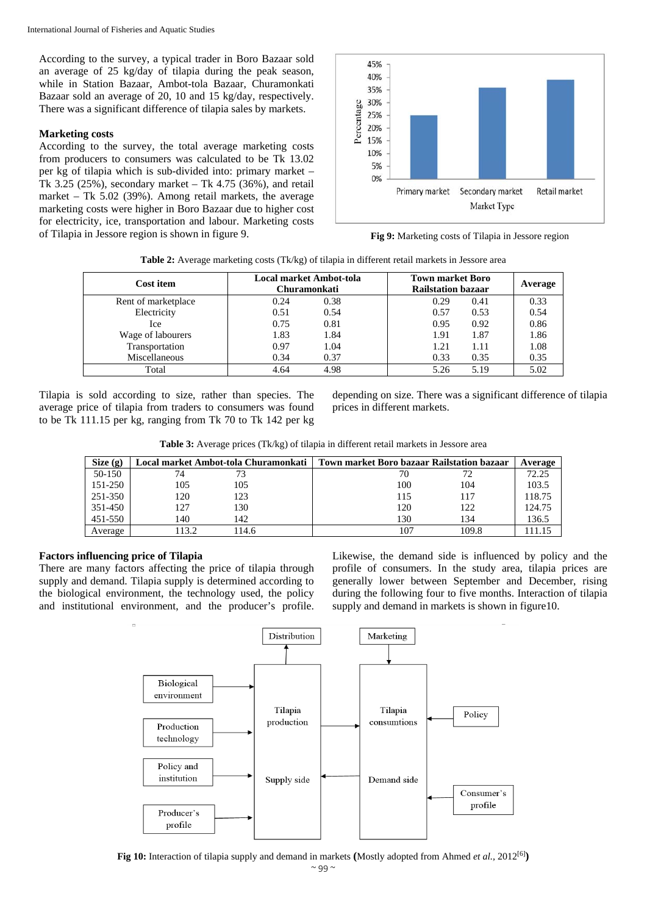According to the survey, a typical trader in Boro Bazaar sold an average of 25 kg/day of tilapia during the peak season, while in Station Bazaar, Ambot-tola Bazaar, Churamonkati Bazaar sold an average of 20, 10 and 15 kg/day, respectively. There was a significant difference of tilapia sales by markets.

### Marketing costs

According to the survey, the total average marketing costs from producers to consumers was calculated to be Tk 13.02 per kg of tilapia which is sub-divided into: primary market – Tk 3.25 (25%), secondary market – Tk 4.75 (36%), and retail market – Tk 5.02 (39%). Among retail markets, the average marketing costs were higher in Boro Bazaar due to higher cost for electricity, ice, transportation and labour. Marketing costs of Tilapia in Jessore region is shown in figure 9.

45%
40%
35%
30%
25%
20%
15%
10%
5%
0%
Percentage
Primary market
Secondary market
Retail market
Market Type

**Fig 9:** Marketing costs of Tilapia in Jessore region

**Table 2:** Average marketing costs (Tk/kg) of tilapia in different retail markets in Jessore area

| Cost item | Local market Ambot-tola | Churamonkati | Town market Boro | Railstation bazaar | Average |
|---|---|---|---|---|---|
| Rent of marketplace | 0.24 | 0.38 | 0.29 | 0.41 | 0.33 |
| Electricity | 0.51 | 0.54 | 0.57 | 0.53 | 0.54 |
| Ice | 0.75 | 0.81 | 0.95 | 0.92 | 0.86 |
| Wage of labourers | 1.83 | 1.84 | 1.91 | 1.87 | 1.86 |
| Transportation | 0.97 | 1.04 | 1.21 | 1.11 | 1.08 |
| Miscellaneous | 0.34 | 0.37 | 0.33 | 0.35 | 0.35 |
| Total | 4.64 | 4.98 | 5.26 | 5.19 | 5.02 |

Tilapia is sold according to size, rather than species. The average price of tilapia from traders to consumers was found to be Tk 111.15 per kg, ranging from Tk 70 to Tk 142 per kg depending on size. There was a significant difference of tilapia prices in different markets.

**Table 3:** Average prices (Tk/kg) of tilapia in different retail markets in Jessore area

| Size (g) | Local market Ambot-tola | Churamonkati | Town market Boro bazaar | Railstation bazaar | Average |
|---|---|---|---|---|---|
| 50-150 | 74 | 73 | 70 | 72 | 72.25 |
| 151-250 | 105 | 105 | 100 | 104 | 103.5 |
| 251-350 | 120 | 123 | 115 | 117 | 118.75 |
| 351-450 | 127 | 130 | 120 | 122 | 124.75 |
| 451-550 | 140 | 142 | 130 | 134 | 136.5 |
| Average | 113.2 | 114.6 | 107 | 109.8 | 111.15 |

### Factors influencing price of Tilapia

There are many factors affecting the price of tilapia through supply and demand. Tilapia supply is determined according to the biological environment, the technology used, the policy and institutional environment, and the producer's profile. Likewise, the demand side is influenced by policy and the profile of consumers. In the study area, tilapia prices are generally lower between September and December, rising during the following four to five months. Interaction of tilapia supply and demand in markets is shown in figure10.

Distribution
Marketing
Biological environment
Production technology
Policy and institution
Producer's profile
Tilapia production
Supply side
Tilapia consumtions
Demand side
Policy
Consumer's profile

**Fig 10:** Interaction of tilapia supply and demand in markets (Mostly adopted from Ahmed *et al.*, 2012[6])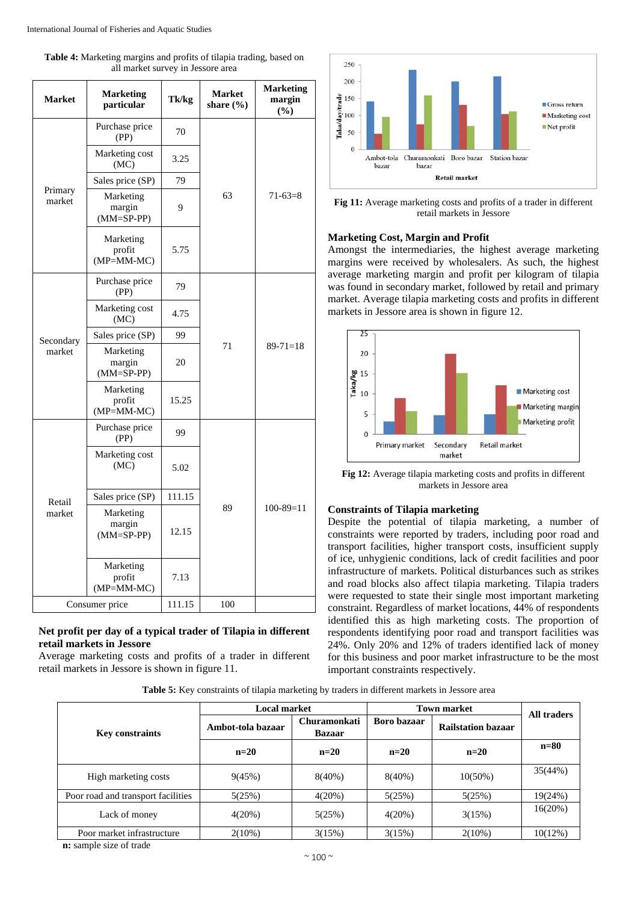**Table 4:** Marketing margins and profits of tilapia trading, based on all market survey in Jessore area

| Market | Marketing particular | Tk/kg | Market share (%) | Marketing margin (%) |
|---|---|---|---|---|
| Primary market | Purchase price (PP) | 70 | 63 | 71-63=8 |
| | Marketing cost (MC) | 3.25 | | |
| | Sales price (SP) | 79 | | |
| | Marketing margin (MM=SP-PP) | 9 | | |
| | Marketing profit (MP=MM-MC) | 5.75 | | |
| Secondary market | Purchase price (PP) | 79 | 71 | 89-71=18 |
| | Marketing cost (MC) | 4.75 | | |
| | Sales price (SP) | 99 | | |
| | Marketing margin (MM=SP-PP) | 20 | | |
| | Marketing profit (MP=MM-MC) | 15.25 | | |
| Retail market | Purchase price (PP) | 99 | 89 | 100-89=11 |
| | Marketing cost (MC) | 5.02 | | |
| | Sales price (SP) | 111.15 | | |
| | Marketing margin (MM=SP-PP) | 12.15 | | |
| | Marketing profit (MP=MM-MC) | 7.13 | | |
| Consumer price | | 111.15 | 100 | |

### Net profit per day of a typical trader of Tilapia in different retail markets in Jessore

Average marketing costs and profits of a trader in different retail markets in Jessore is shown in figure 11.

250
200
150
100
50
0
Taka/day/trade
Ambot-tola bazar
Churamonkati bazar
Boro bazar
Station bazar
Retail market
Gross return
Marketing cost
Net profit

**Fig 11:** Average marketing costs and profits of a trader in different retail markets in Jessore

### Marketing Cost, Margin and Profit

Amongst the intermediaries, the highest average marketing margins were received by wholesalers. As such, the highest average marketing margin and profit per kilogram of tilapia was found in secondary market, followed by retail and primary market. Average tilapia marketing costs and profits in different markets in Jessore area is shown in figure 12.

25
20
15
10
5
0
Taka/kg
Primary market
Secondary market
Retail market
Marketing cost
Marketing margin
Marketing profit

**Fig 12:** Average tilapia marketing costs and profits in different markets in Jessore area

### Constraints of Tilapia marketing

Despite the potential of tilapia marketing, a number of constraints were reported by traders, including poor road and transport facilities, higher transport costs, insufficient supply of ice, unhygienic conditions, lack of credit facilities and poor infrastructure of markets. Political disturbances such as strikes and road blocks also affect tilapia marketing. Tilapia traders were requested to state their single most important marketing constraint. Regardless of market locations, 44% of respondents identified this as high marketing costs. The proportion of respondents identifying poor road and transport facilities was 24%. Only 20% and 12% of traders identified lack of money for this business and poor market infrastructure to be the most important constraints respectively.

**Table 5:** Key constraints of tilapia marketing by traders in different markets in Jessore area

| Key constraints | Local market | | Town market | | All traders |
|---|---|---|---|---|---|
| | Ambot-tola bazaar | Churamonkati Bazaar | Boro bazaar | Railstation bazaar | |
| | n=20 | n=20 | n=20 | n=20 | n=80 |
| High marketing costs | 9(45%) | 8(40%) | 8(40%) | 10(50%) | 35(44%) |
| Poor road and transport facilities | 5(25%) | 4(20%) | 5(25%) | 5(25%) | 19(24%) |
| Lack of money | 4(20%) | 5(25%) | 4(20%) | 3(15%) | 16(20%) |
| Poor market infrastructure | 2(10%) | 3(15%) | 3(15%) | 2(10%) | 10(12%) |

**n:** sample size of trade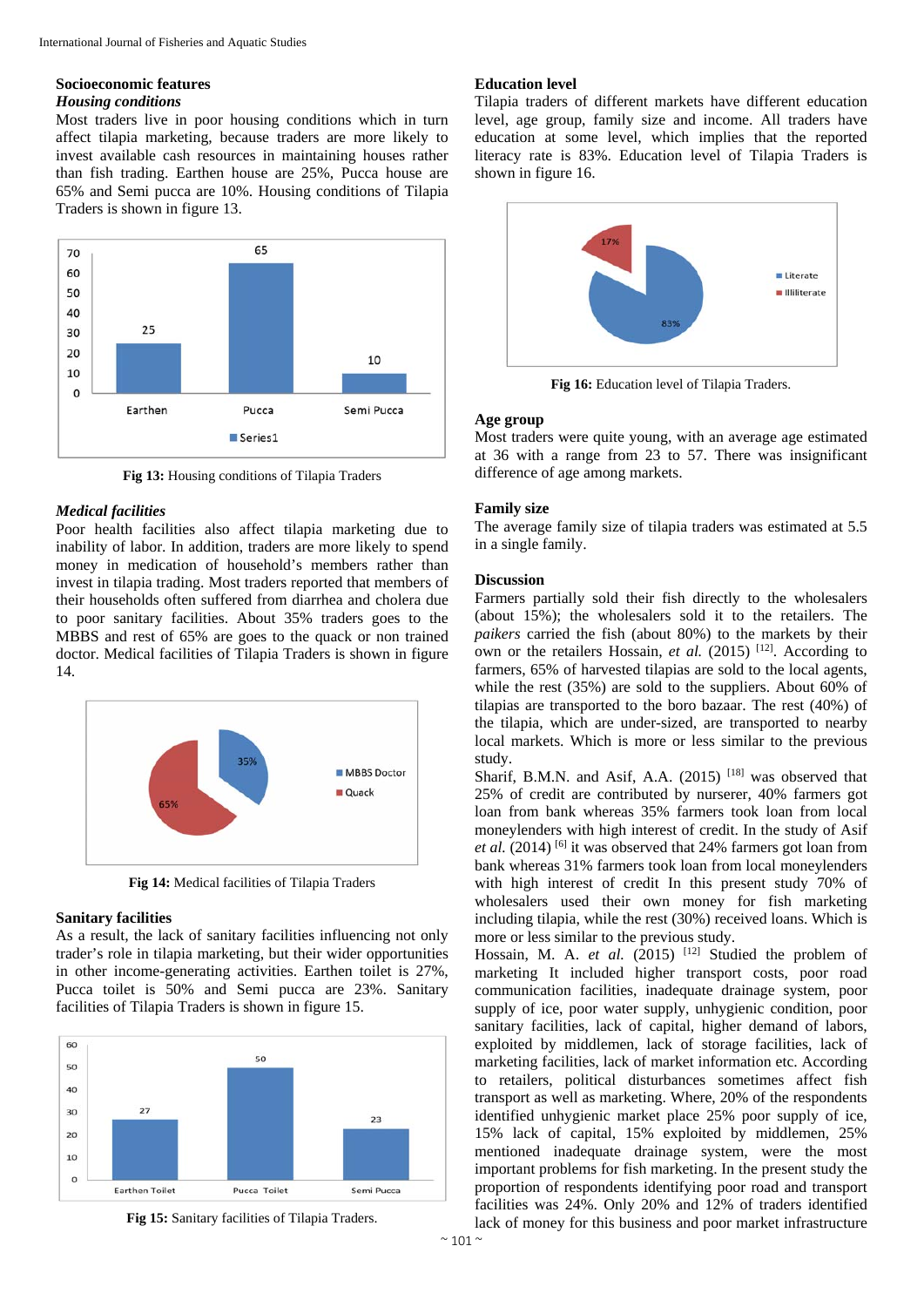## Socioeconomic features

### *Housing conditions*

Most traders live in poor housing conditions which in turn affect tilapia marketing, because traders are more likely to invest available cash resources in maintaining houses rather than fish trading. Earthen house are 25%, Pucca house are 65% and Semi pucca are 10%. Housing conditions of Tilapia Traders is shown in figure 13.

70
60
50
40
30
20
10
0
25
65
10
Earthen
Pucca
Semi Pucca
Series1

**Fig 13:** Housing conditions of Tilapia Traders

### *Medical facilities*

Poor health facilities also affect tilapia marketing due to inability of labor. In addition, traders are more likely to spend money in medication of household's members rather than invest in tilapia trading. Most traders reported that members of their households often suffered from diarrhea and cholera due to poor sanitary facilities. About 35% traders goes to the MBBS and rest of 65% are goes to the quack or non trained doctor. Medical facilities of Tilapia Traders is shown in figure 14.

35%
65%
MBBS Doctor
Quack

**Fig 14:** Medical facilities of Tilapia Traders

### Sanitary facilities

As a result, the lack of sanitary facilities influencing not only trader's role in tilapia marketing, but their wider opportunities in other income-generating activities. Earthen toilet is 27%, Pucca toilet is 50% and Semi pucca are 23%. Sanitary facilities of Tilapia Traders is shown in figure 15.

60
50
40
30
20
10
0
27
50
23
Earthen Toilet
Pucca Toilet
Semi Pucca

**Fig 15:** Sanitary facilities of Tilapia Traders.

### Education level

Tilapia traders of different markets have different education level, age group, family size and income. All traders have education at some level, which implies that the reported literacy rate is 83%. Education level of Tilapia Traders is shown in figure 16.

17%
83%
Literate
Illiterate

**Fig 16:** Education level of Tilapia Traders.

### Age group

Most traders were quite young, with an average age estimated at 36 with a range from 23 to 57. There was insignificant difference of age among markets.

### Family size

The average family size of tilapia traders was estimated at 5.5 in a single family.

## Discussion

Farmers partially sold their fish directly to the wholesalers (about 15%); the wholesalers sold it to the retailers. The *paikers* carried the fish (about 80%) to the markets by their own or the retailers Hossain, *et al.* (2015) [12]. According to farmers, 65% of harvested tilapias are sold to the local agents, while the rest (35%) are sold to the suppliers. About 60% of tilapias are transported to the boro bazaar. The rest (40%) of the tilapia, which are under-sized, are transported to nearby local markets. Which is more or less similar to the previous study.

Sharif, B.M.N. and Asif, A.A. (2015) [18] was observed that 25% of credit are contributed by nurserer, 40% farmers got loan from bank whereas 35% farmers took loan from local moneylenders with high interest of credit. In the study of Asif *et al.* (2014) [6] it was observed that 24% farmers got loan from bank whereas 31% farmers took loan from local moneylenders with high interest of credit In this present study 70% of wholesalers used their own money for fish marketing including tilapia, while the rest (30%) received loans. Which is more or less similar to the previous study.

Hossain, M. A. *et al.* (2015) [12] Studied the problem of marketing It included higher transport costs, poor road communication facilities, inadequate drainage system, poor supply of ice, poor water supply, unhygienic condition, poor sanitary facilities, lack of capital, higher demand of labors, exploited by middlemen, lack of storage facilities, lack of marketing facilities, lack of market information etc. According to retailers, political disturbances sometimes affect fish transport as well as marketing. Where, 20% of the respondents identified unhygienic market place 25% poor supply of ice, 15% lack of capital, 15% exploited by middlemen, 25% mentioned inadequate drainage system, were the most important problems for fish marketing. In the present study the proportion of respondents identifying poor road and transport facilities was 24%. Only 20% and 12% of traders identified lack of money for this business and poor market infrastructure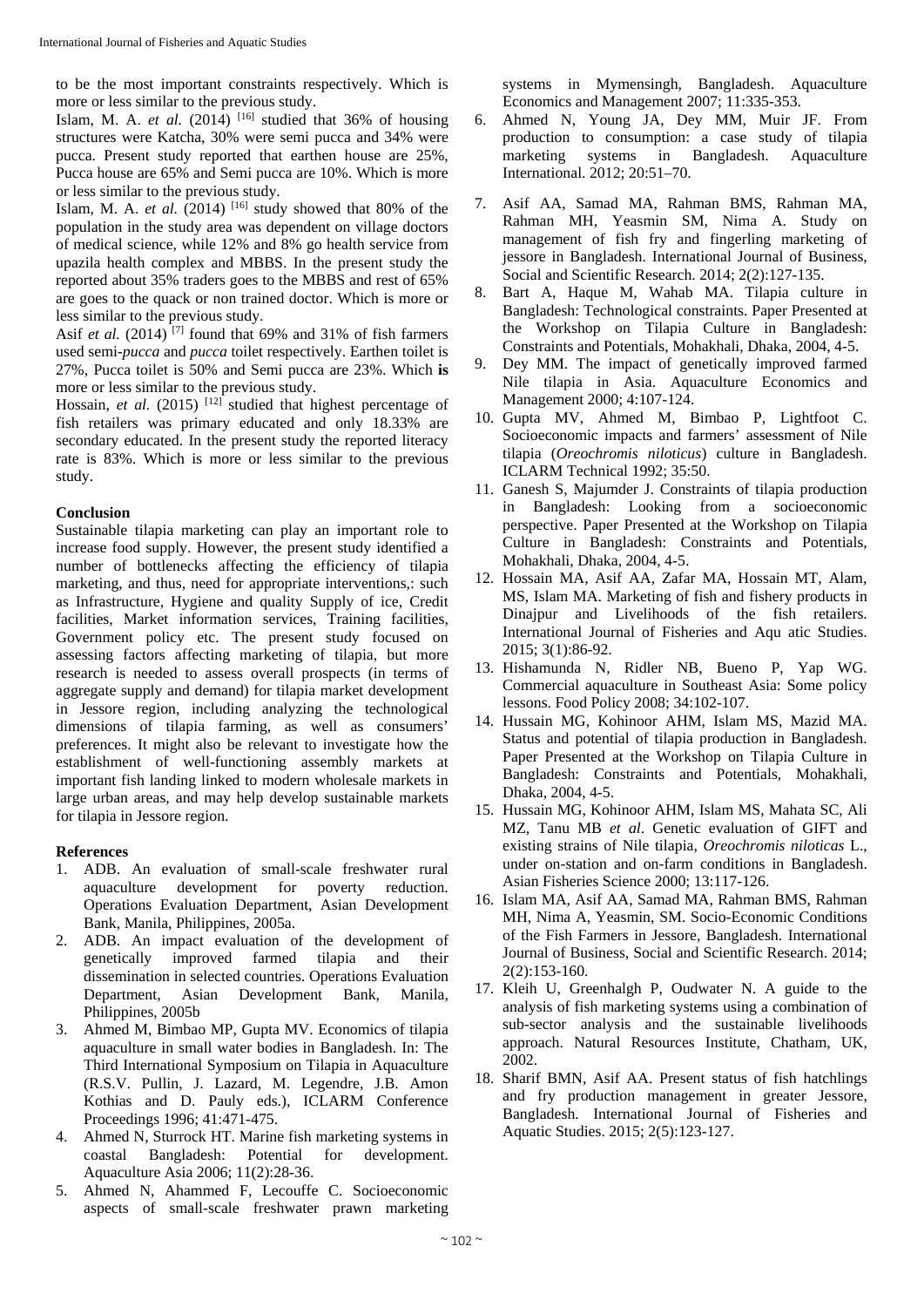to be the most important constraints respectively. Which is more or less similar to the previous study.

Islam, M. A. *et al.* (2014) [16] studied that 36% of housing structures were Katcha, 30% were semi pucca and 34% were pucca. Present study reported that earthen house are 25%, Pucca house are 65% and Semi pucca are 10%. Which is more or less similar to the previous study.

Islam, M. A. *et al.* (2014) [16] study showed that 80% of the population in the study area was dependent on village doctors of medical science, while 12% and 8% go health service from upazila health complex and MBBS. In the present study the reported about 35% traders goes to the MBBS and rest of 65% are goes to the quack or non trained doctor. Which is more or less similar to the previous study.

Asif *et al.* (2014) [7] found that 69% and 31% of fish farmers used semi-*pucca* and *pucca* toilet respectively. Earthen toilet is 27%, Pucca toilet is 50% and Semi pucca are 23%. Which **is** more or less similar to the previous study.

Hossain, *et al.* (2015) [12] studied that highest percentage of fish retailers was primary educated and only 18.33% are secondary educated. In the present study the reported literacy rate is 83%. Which is more or less similar to the previous study.

## Conclusion

Sustainable tilapia marketing can play an important role to increase food supply. However, the present study identified a number of bottlenecks affecting the efficiency of tilapia marketing, and thus, need for appropriate interventions,: such as Infrastructure, Hygiene and quality Supply of ice, Credit facilities, Market information services, Training facilities, Government policy etc. The present study focused on assessing factors affecting marketing of tilapia, but more research is needed to assess overall prospects (in terms of aggregate supply and demand) for tilapia market development in Jessore region, including analyzing the technological dimensions of tilapia farming, as well as consumers' preferences. It might also be relevant to investigate how the establishment of well-functioning assembly markets at important fish landing linked to modern wholesale markets in large urban areas, and may help develop sustainable markets for tilapia in Jessore region.

## References

1. ADB. An evaluation of small-scale freshwater rural aquaculture development for poverty reduction. Operations Evaluation Department, Asian Development Bank, Manila, Philippines, 2005a.
2. ADB. An impact evaluation of the development of genetically improved farmed tilapia and their dissemination in selected countries. Operations Evaluation Department, Asian Development Bank, Manila, Philippines, 2005b
3. Ahmed M, Bimbao MP, Gupta MV. Economics of tilapia aquaculture in small water bodies in Bangladesh. In: The Third International Symposium on Tilapia in Aquaculture (R.S.V. Pullin, J. Lazard, M. Legendre, J.B. Amon Kothias and D. Pauly eds.), ICLARM Conference Proceedings 1996; 41:471-475.
4. Ahmed N, Sturrock HT. Marine fish marketing systems in coastal Bangladesh: Potential for development. Aquaculture Asia 2006; 11(2):28-36.
5. Ahmed N, Ahammed F, Lecouffe C. Socioeconomic aspects of small-scale freshwater prawn marketing systems in Mymensingh, Bangladesh. Aquaculture Economics and Management 2007; 11:335-353.
6. Ahmed N, Young JA, Dey MM, Muir JF. From production to consumption: a case study of tilapia marketing systems in Bangladesh. Aquaculture International. 2012; 20:51–70.
7. Asif AA, Samad MA, Rahman BMS, Rahman MA, Rahman MH, Yeasmin SM, Nima A. Study on management of fish fry and fingerling marketing of jessore in Bangladesh. International Journal of Business, Social and Scientific Research. 2014; 2(2):127-135.
8. Bart A, Haque M, Wahab MA. Tilapia culture in Bangladesh: Technological constraints. Paper Presented at the Workshop on Tilapia Culture in Bangladesh: Constraints and Potentials, Mohakhali, Dhaka, 2004, 4-5.
9. Dey MM. The impact of genetically improved farmed Nile tilapia in Asia. Aquaculture Economics and Management 2000; 4:107-124.
10. Gupta MV, Ahmed M, Bimbao P, Lightfoot C. Socioeconomic impacts and farmers' assessment of Nile tilapia (*Oreochromis niloticus*) culture in Bangladesh. ICLARM Technical 1992; 35:50.
11. Ganesh S, Majumder J. Constraints of tilapia production in Bangladesh: Looking from a socioeconomic perspective. Paper Presented at the Workshop on Tilapia Culture in Bangladesh: Constraints and Potentials, Mohakhali, Dhaka, 2004, 4-5.
12. Hossain MA, Asif AA, Zafar MA, Hossain MT, Alam, MS, Islam MA. Marketing of fish and fishery products in Dinajpur and Livelihoods of the fish retailers. International Journal of Fisheries and Aqu atic Studies. 2015; 3(1):86-92.
13. Hishamunda N, Ridler NB, Bueno P, Yap WG. Commercial aquaculture in Southeast Asia: Some policy lessons. Food Policy 2008; 34:102-107.
14. Hussain MG, Kohinoor AHM, Islam MS, Mazid MA. Status and potential of tilapia production in Bangladesh. Paper Presented at the Workshop on Tilapia Culture in Bangladesh: Constraints and Potentials, Mohakhali, Dhaka, 2004, 4-5.
15. Hussain MG, Kohinoor AHM, Islam MS, Mahata SC, Ali MZ, Tanu MB *et al*. Genetic evaluation of GIFT and existing strains of Nile tilapia, *Oreochromis niloticas* L., under on-station and on-farm conditions in Bangladesh. Asian Fisheries Science 2000; 13:117-126.
16. Islam MA, Asif AA, Samad MA, Rahman BMS, Rahman MH, Nima A, Yeasmin, SM. Socio-Economic Conditions of the Fish Farmers in Jessore, Bangladesh. International Journal of Business, Social and Scientific Research. 2014; 2(2):153-160.
17. Kleih U, Greenhalgh P, Oudwater N. A guide to the analysis of fish marketing systems using a combination of sub-sector analysis and the sustainable livelihoods approach. Natural Resources Institute, Chatham, UK, 2002.
18. Sharif BMN, Asif AA. Present status of fish hatchlings and fry production management in greater Jessore, Bangladesh. International Journal of Fisheries and Aquatic Studies. 2015; 2(5):123-127.